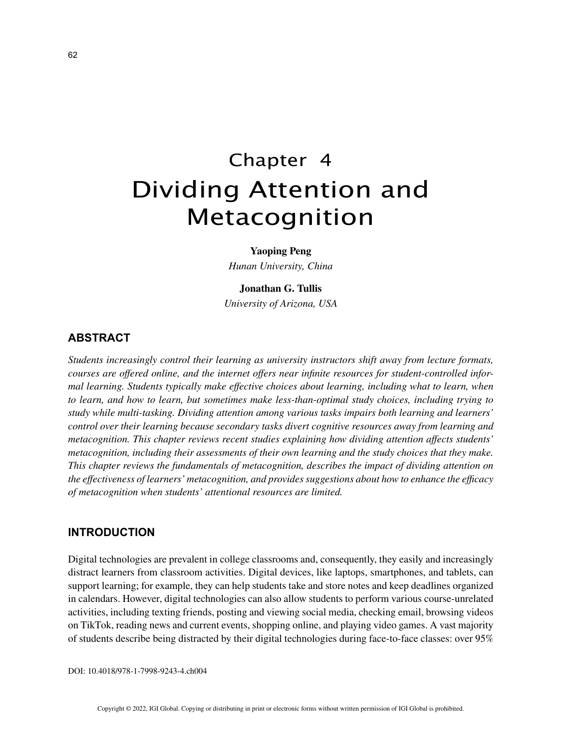# Chapter 4
# Dividing Attention and Metacognition

**Yaoping Peng**
*Hunan University, China*

**Jonathan G. Tullis**
*University of Arizona, USA*

## ABSTRACT

*Students increasingly control their learning as university instructors shift away from lecture formats, courses are offered online, and the internet offers near infinite resources for student-controlled informal learning. Students typically make effective choices about learning, including what to learn, when to learn, and how to learn, but sometimes make less-than-optimal study choices, including trying to study while multi-tasking. Dividing attention among various tasks impairs both learning and learners' control over their learning because secondary tasks divert cognitive resources away from learning and metacognition. This chapter reviews recent studies explaining how dividing attention affects students' metacognition, including their assessments of their own learning and the study choices that they make. This chapter reviews the fundamentals of metacognition, describes the impact of dividing attention on the effectiveness of learners' metacognition, and provides suggestions about how to enhance the efficacy of metacognition when students' attentional resources are limited.*

## INTRODUCTION

Digital technologies are prevalent in college classrooms and, consequently, they easily and increasingly distract learners from classroom activities. Digital devices, like laptops, smartphones, and tablets, can support learning; for example, they can help students take and store notes and keep deadlines organized in calendars. However, digital technologies can also allow students to perform various course-unrelated activities, including texting friends, posting and viewing social media, checking email, browsing videos on TikTok, reading news and current events, shopping online, and playing video games. A vast majority of students describe being distracted by their digital technologies during face-to-face classes: over 95%

DOI: 10.4018/978-1-7998-9243-4.ch004

Copyright © 2022, IGI Global. Copying or distributing in print or electronic forms without written permission of IGI Global is prohibited.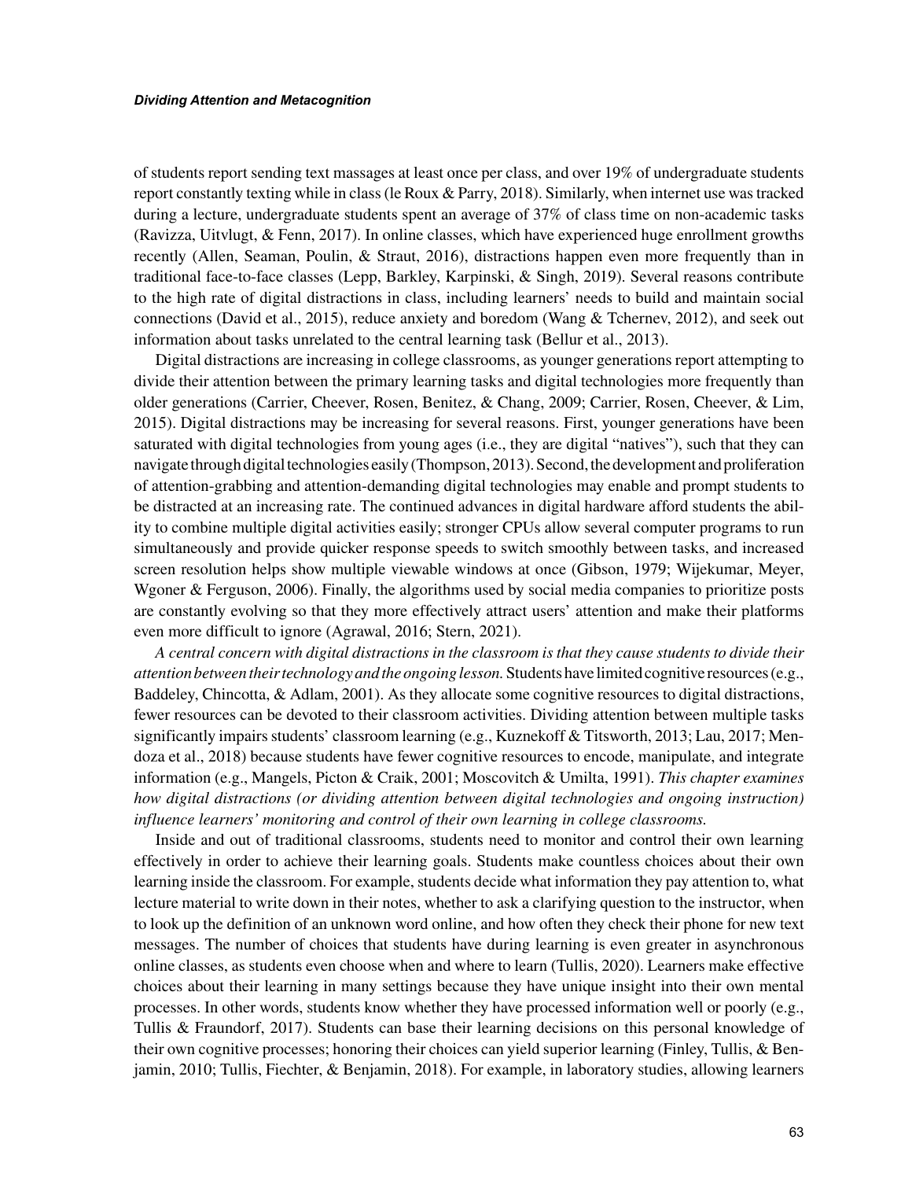of students report sending text massages at least once per class, and over 19% of undergraduate students report constantly texting while in class (le Roux & Parry, 2018). Similarly, when internet use was tracked during a lecture, undergraduate students spent an average of 37% of class time on non-academic tasks (Ravizza, Uitvlugt, & Fenn, 2017). In online classes, which have experienced huge enrollment growths recently (Allen, Seaman, Poulin, & Straut, 2016), distractions happen even more frequently than in traditional face-to-face classes (Lepp, Barkley, Karpinski, & Singh, 2019). Several reasons contribute to the high rate of digital distractions in class, including learners' needs to build and maintain social connections (David et al., 2015), reduce anxiety and boredom (Wang & Tchernev, 2012), and seek out information about tasks unrelated to the central learning task (Bellur et al., 2013).

Digital distractions are increasing in college classrooms, as younger generations report attempting to divide their attention between the primary learning tasks and digital technologies more frequently than older generations (Carrier, Cheever, Rosen, Benitez, & Chang, 2009; Carrier, Rosen, Cheever, & Lim, 2015). Digital distractions may be increasing for several reasons. First, younger generations have been saturated with digital technologies from young ages (i.e., they are digital "natives"), such that they can navigate through digital technologies easily (Thompson, 2013). Second, the development and proliferation of attention-grabbing and attention-demanding digital technologies may enable and prompt students to be distracted at an increasing rate. The continued advances in digital hardware afford students the ability to combine multiple digital activities easily; stronger CPUs allow several computer programs to run simultaneously and provide quicker response speeds to switch smoothly between tasks, and increased screen resolution helps show multiple viewable windows at once (Gibson, 1979; Wijekumar, Meyer, Wgoner & Ferguson, 2006). Finally, the algorithms used by social media companies to prioritize posts are constantly evolving so that they more effectively attract users' attention and make their platforms even more difficult to ignore (Agrawal, 2016; Stern, 2021).

*A central concern with digital distractions in the classroom is that they cause students to divide their attention between their technology and the ongoing lesson.* Students have limited cognitive resources (e.g., Baddeley, Chincotta, & Adlam, 2001). As they allocate some cognitive resources to digital distractions, fewer resources can be devoted to their classroom activities. Dividing attention between multiple tasks significantly impairs students' classroom learning (e.g., Kuznekoff & Titsworth, 2013; Lau, 2017; Mendoza et al., 2018) because students have fewer cognitive resources to encode, manipulate, and integrate information (e.g., Mangels, Picton & Craik, 2001; Moscovitch & Umilta, 1991). *This chapter examines how digital distractions (or dividing attention between digital technologies and ongoing instruction) influence learners' monitoring and control of their own learning in college classrooms.*

Inside and out of traditional classrooms, students need to monitor and control their own learning effectively in order to achieve their learning goals. Students make countless choices about their own learning inside the classroom. For example, students decide what information they pay attention to, what lecture material to write down in their notes, whether to ask a clarifying question to the instructor, when to look up the definition of an unknown word online, and how often they check their phone for new text messages. The number of choices that students have during learning is even greater in asynchronous online classes, as students even choose when and where to learn (Tullis, 2020). Learners make effective choices about their learning in many settings because they have unique insight into their own mental processes. In other words, students know whether they have processed information well or poorly (e.g., Tullis & Fraundorf, 2017). Students can base their learning decisions on this personal knowledge of their own cognitive processes; honoring their choices can yield superior learning (Finley, Tullis, & Benjamin, 2010; Tullis, Fiechter, & Benjamin, 2018). For example, in laboratory studies, allowing learners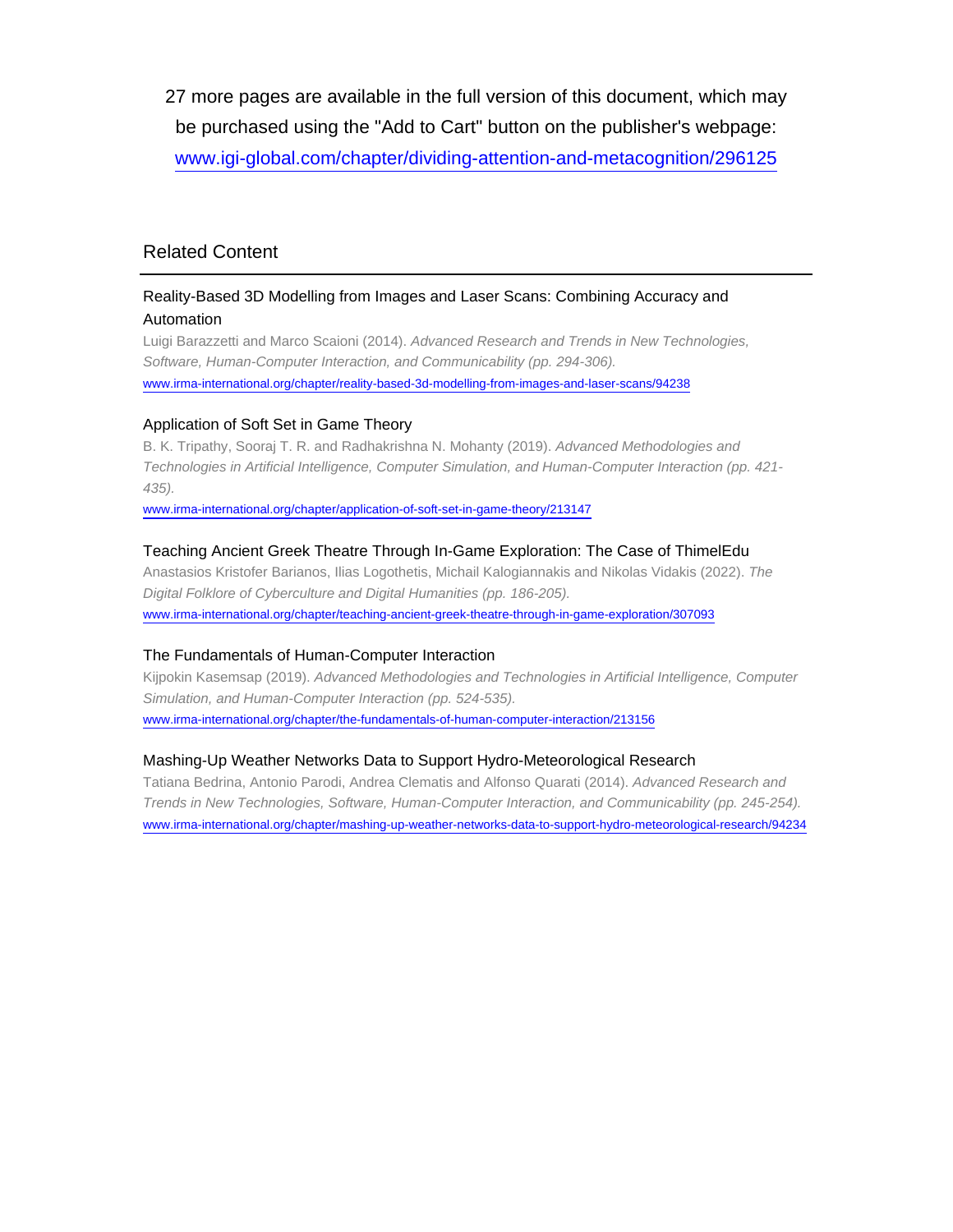27 more pages are available in the full version of this document, which may be purchased using the "Add to Cart" button on the publisher's webpage: www.igi-global.com/chapter/dividing-attention-and-metacognition/296125

## Related Content

### Reality-Based 3D Modelling from Images and Laser Scans: Combining Accuracy and Automation

Luigi Barazzetti and Marco Scaioni (2014). *Advanced Research and Trends in New Technologies, Software, Human-Computer Interaction, and Communicability (pp. 294-306).*

www.irma-international.org/chapter/reality-based-3d-modelling-from-images-and-laser-scans/94238

### Application of Soft Set in Game Theory

B. K. Tripathy, Sooraj T. R. and Radhakrishna N. Mohanty (2019). *Advanced Methodologies and Technologies in Artificial Intelligence, Computer Simulation, and Human-Computer Interaction (pp. 421-435).*

www.irma-international.org/chapter/application-of-soft-set-in-game-theory/213147

### Teaching Ancient Greek Theatre Through In-Game Exploration: The Case of ThimelEdu

Anastasios Kristofer Barianos, Ilias Logothetis, Michail Kalogiannakis and Nikolas Vidakis (2022). *The Digital Folklore of Cyberculture and Digital Humanities (pp. 186-205).*

www.irma-international.org/chapter/teaching-ancient-greek-theatre-through-in-game-exploration/307093

### The Fundamentals of Human-Computer Interaction

Kijpokin Kasemsap (2019). *Advanced Methodologies and Technologies in Artificial Intelligence, Computer Simulation, and Human-Computer Interaction (pp. 524-535).*

www.irma-international.org/chapter/the-fundamentals-of-human-computer-interaction/213156

### Mashing-Up Weather Networks Data to Support Hydro-Meteorological Research

Tatiana Bedrina, Antonio Parodi, Andrea Clematis and Alfonso Quarati (2014). *Advanced Research and Trends in New Technologies, Software, Human-Computer Interaction, and Communicability (pp. 245-254).*

www.irma-international.org/chapter/mashing-up-weather-networks-data-to-support-hydro-meteorological-research/94234